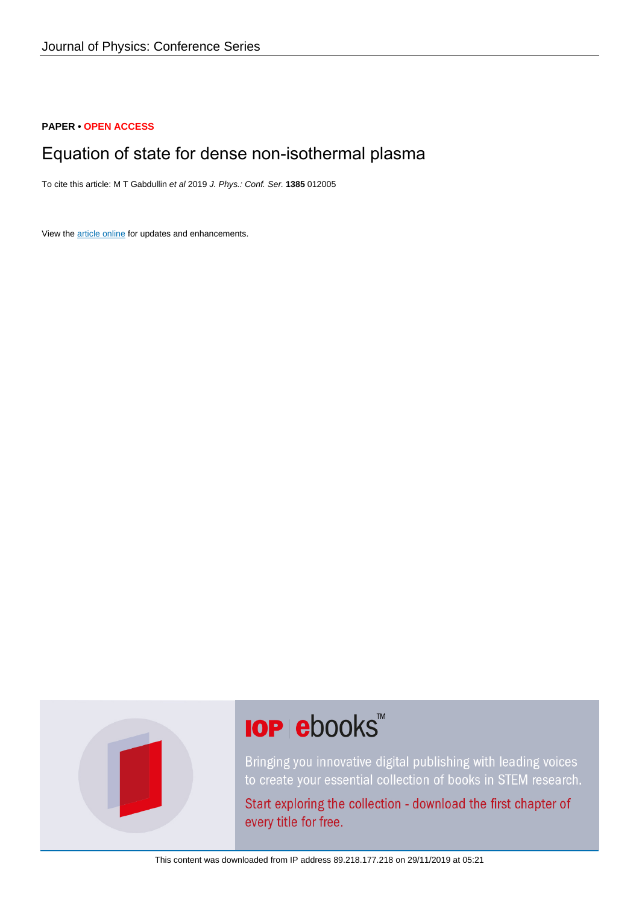Journal of Physics: Conference Series

**PAPER • OPEN ACCESS**

# Equation of state for dense non-isothermal plasma

To cite this article: M T Gabdullin *et al* 2019 *J. Phys.: Conf. Ser.* **1385** 012005

View the article online for updates and enhancements.

This content was downloaded from IP address 89.218.177.218 on 29/11/2019 at 05:21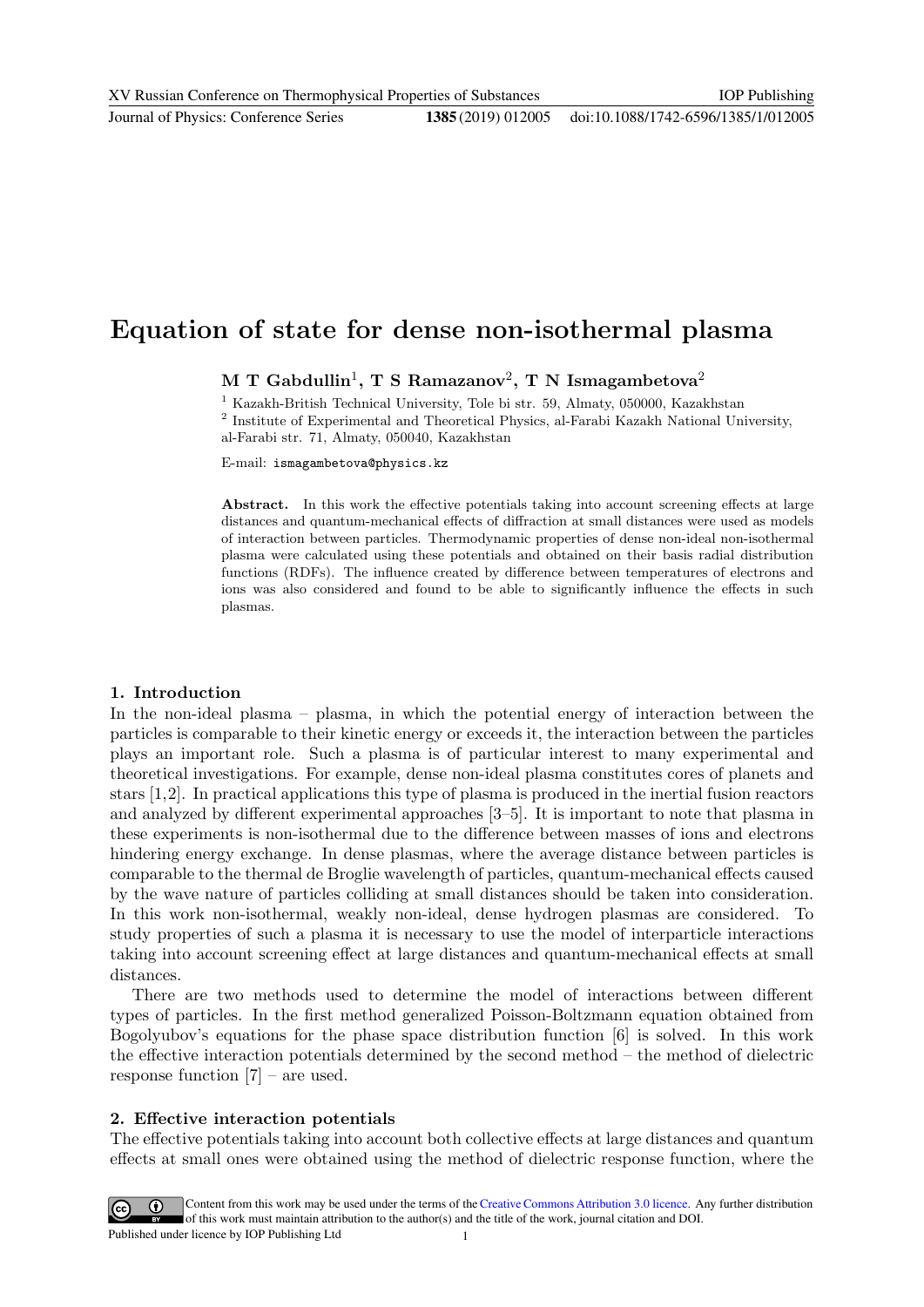# Equation of state for dense non-isothermal plasma

**M T Gabdullin[1], T S Ramazanov[2], T N Ismagambetova[2]**

[1] Kazakh-British Technical University, Tole bi str. 59, Almaty, 050000, Kazakhstan

[2] Institute of Experimental and Theoretical Physics, al-Farabi Kazakh National University, al-Farabi str. 71, Almaty, 050040, Kazakhstan

E-mail: ismagambetova@physics.kz

**Abstract.** In this work the effective potentials taking into account screening effects at large distances and quantum-mechanical effects of diffraction at small distances were used as models of interaction between particles. Thermodynamic properties of dense non-ideal non-isothermal plasma were calculated using these potentials and obtained on their basis radial distribution functions (RDFs). The influence created by difference between temperatures of electrons and ions was also considered and found to be able to significantly influence the effects in such plasmas.

## 1. Introduction

In the non-ideal plasma – plasma, in which the potential energy of interaction between the particles is comparable to their kinetic energy or exceeds it, the interaction between the particles plays an important role. Such a plasma is of particular interest to many experimental and theoretical investigations. For example, dense non-ideal plasma constitutes cores of planets and stars [1,2]. In practical applications this type of plasma is produced in the inertial fusion reactors and analyzed by different experimental approaches [3–5]. It is important to note that plasma in these experiments is non-isothermal due to the difference between masses of ions and electrons hindering energy exchange. In dense plasmas, where the average distance between particles is comparable to the thermal de Broglie wavelength of particles, quantum-mechanical effects caused by the wave nature of particles colliding at small distances should be taken into consideration. In this work non-isothermal, weakly non-ideal, dense hydrogen plasmas are considered. To study properties of such a plasma it is necessary to use the model of interparticle interactions taking into account screening effect at large distances and quantum-mechanical effects at small distances.

There are two methods used to determine the model of interactions between different types of particles. In the first method generalized Poisson-Boltzmann equation obtained from Bogolyubov's equations for the phase space distribution function [6] is solved. In this work the effective interaction potentials determined by the second method – the method of dielectric response function [7] – are used.

## 2. Effective interaction potentials

The effective potentials taking into account both collective effects at large distances and quantum effects at small ones were obtained using the method of dielectric response function, where the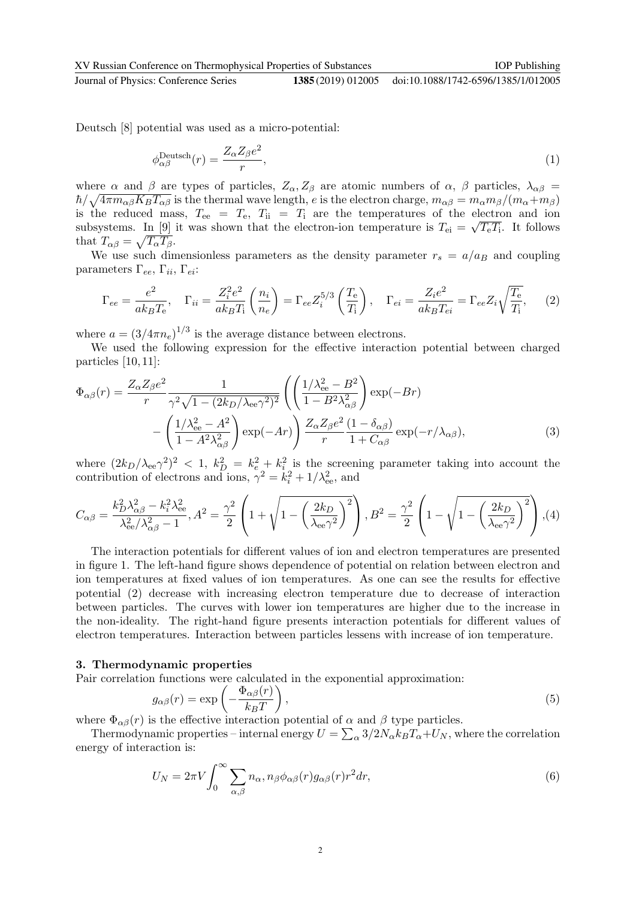Deutsch [8] potential was used as a micro-potential:

$$\phi_{\alpha\beta}^{\text{Deutsch}}(r) = \frac{Z_\alpha Z_\beta e^2}{r}, \tag{1}$$

where $\alpha$ and $\beta$ are types of particles, $Z_\alpha, Z_\beta$ are atomic numbers of $\alpha$, $\beta$ particles, $\lambda_{\alpha\beta} = \hbar/\sqrt{4\pi m_{\alpha\beta} K_B T_{\alpha\beta}}$ is the thermal wave length, $e$ is the electron charge, $m_{\alpha\beta} = m_\alpha m_\beta/(m_\alpha + m_\beta)$ is the reduced mass, $T_{\text{ee}} = T_{\text{e}}$, $T_{\text{ii}} = T_{\text{i}}$ are the temperatures of the electron and ion subsystems. In [9] it was shown that the electron-ion temperature is $T_{\text{ei}} = \sqrt{T_{\text{e}} T_{\text{i}}}$. It follows that $T_{\alpha\beta} = \sqrt{T_\alpha T_\beta}$.

We use such dimensionless parameters as the density parameter $r_s = a/a_B$ and coupling parameters $\Gamma_{ee}$, $\Gamma_{ii}$, $\Gamma_{ei}$:

$$\Gamma_{ee} = \frac{e^2}{ak_B T_{\text{e}}}, \quad \Gamma_{ii} = \frac{Z_i^2 e^2}{ak_B T_{\text{i}}}\left(\frac{n_i}{n_e}\right) = \Gamma_{ee} Z_i^{5/3}\left(\frac{T_{\text{e}}}{T_{\text{i}}}\right), \quad \Gamma_{ei} = \frac{Z_i e^2}{ak_B T_{ei}} = \Gamma_{ee} Z_i \sqrt{\frac{T_{\text{e}}}{T_{\text{i}}}}, \tag{2}$$

where $a = (3/4\pi n_e)^{1/3}$ is the average distance between electrons.

We used the following expression for the effective interaction potential between charged particles [10, 11]:

$$\begin{aligned}\Phi_{\alpha\beta}(r) = \frac{Z_\alpha Z_\beta e^2}{r} \frac{1}{\gamma^2\sqrt{1-(2k_D/\lambda_{\text{ee}}\gamma^2)^2}} \left( \left( \frac{1/\lambda_{\text{ee}}^2 - B^2}{1 - B^2\lambda_{\alpha\beta}^2} \right) \exp(-Br) \right. \\ \left. - \left( \frac{1/\lambda_{\text{ee}}^2 - A^2}{1 - A^2\lambda_{\alpha\beta}^2} \right) \exp(-Ar) \right) \frac{Z_\alpha Z_\beta e^2}{r} \frac{(1-\delta_{\alpha\beta})}{1 + C_{\alpha\beta}} \exp(-r/\lambda_{\alpha\beta}),\end{aligned} \tag{3}$$

where $(2k_D/\lambda_{\text{ee}}\gamma^2)^2 < 1$, $k_D^2 = k_e^2 + k_i^2$ is the screening parameter taking into account the contribution of electrons and ions, $\gamma^2 = k_i^2 + 1/\lambda_{\text{ee}}^2$, and

$$C_{\alpha\beta} = \frac{k_D^2\lambda_{\alpha\beta}^2 - k_i^2\lambda_{\text{ee}}^2}{\lambda_{\text{ee}}^2/\lambda_{\alpha\beta}^2 - 1}, A^2 = \frac{\gamma^2}{2}\left(1 + \sqrt{1 - \left(\frac{2k_D}{\lambda_{\text{ee}}\gamma^2}\right)^2}\right), B^2 = \frac{\gamma^2}{2}\left(1 - \sqrt{1 - \left(\frac{2k_D}{\lambda_{\text{ee}}\gamma^2}\right)^2}\right), \tag{4}$$

The interaction potentials for different values of ion and electron temperatures are presented in figure 1. The left-hand figure shows dependence of potential on relation between electron and ion temperatures at fixed values of ion temperatures. As one can see the results for effective potential (2) decrease with increasing electron temperature due to decrease of interaction between particles. The curves with lower ion temperatures are higher due to the increase in the non-ideality. The right-hand figure presents interaction potentials for different values of electron temperatures. Interaction between particles lessens with increase of ion temperature.

## 3. Thermodynamic properties

Pair correlation functions were calculated in the exponential approximation:

$$g_{\alpha\beta}(r) = \exp\left(-\frac{\Phi_{\alpha\beta}(r)}{k_B T}\right), \tag{5}$$

where $\Phi_{\alpha\beta}(r)$ is the effective interaction potential of $\alpha$ and $\beta$ type particles.

Thermodynamic properties – internal energy $U = \sum_\alpha 3/2 N_\alpha k_B T_\alpha + U_N$, where the correlation energy of interaction is:

$$U_N = 2\pi V \int_0^\infty \sum_{\alpha,\beta} n_\alpha, n_\beta \phi_{\alpha\beta}(r) g_{\alpha\beta}(r) r^2 dr, \tag{6}$$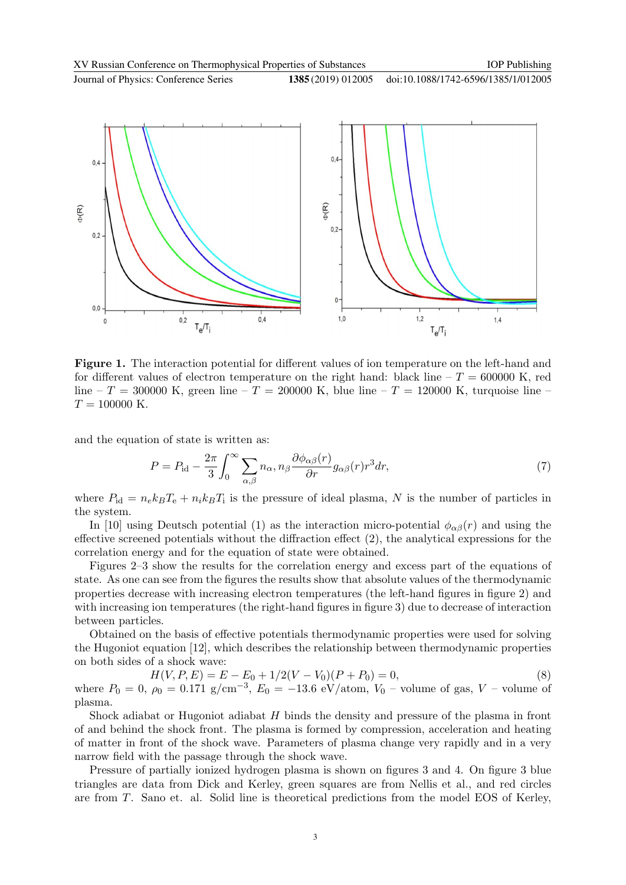Φ(R)

0,4

0,2

0,0

0

0,2

0,4

$T_e/T_i$

Φ(R)

0,4

0,2

0

1,0

1,2

1,4

$T_e/T_i$

**Figure 1.** The interaction potential for different values of ion temperature on the left-hand and for different values of electron temperature on the right hand: black line – $T = 600000$ K, red line – $T = 300000$ K, green line – $T = 200000$ K, blue line – $T = 120000$ K, turquoise line – $T = 100000$ K.

and the equation of state is written as:

$$P = P_{\text{id}} - \frac{2\pi}{3} \int_0^\infty \sum_{\alpha,\beta} n_\alpha, n_\beta \frac{\partial \phi_{\alpha\beta}(r)}{\partial r} g_{\alpha\beta}(r) r^3 dr, \tag{7}$$

where $P_{\text{id}} = n_e k_B T_e + n_i k_B T_i$ is the pressure of ideal plasma, $N$ is the number of particles in the system.

In [10] using Deutsch potential (1) as the interaction micro-potential $\phi_{\alpha\beta}(r)$ and using the effective screened potentials without the diffraction effect (2), the analytical expressions for the correlation energy and for the equation of state were obtained.

Figures 2–3 show the results for the correlation energy and excess part of the equations of state. As one can see from the figures the results show that absolute values of the thermodynamic properties decrease with increasing electron temperatures (the left-hand figures in figure 2) and with increasing ion temperatures (the right-hand figures in figure 3) due to decrease of interaction between particles.

Obtained on the basis of effective potentials thermodynamic properties were used for solving the Hugoniot equation [12], which describes the relationship between thermodynamic properties on both sides of a shock wave:

$$H(V, P, E) = E - E_0 + 1/2(V - V_0)(P + P_0) = 0, \tag{8}$$

where $P_0 = 0$, $\rho_0 = 0.171$ g/cm$^{-3}$, $E_0 = -13.6$ eV/atom, $V_0$ – volume of gas, $V$ – volume of plasma.

Shock adiabat or Hugoniot adiabat $H$ binds the density and pressure of the plasma in front of and behind the shock front. The plasma is formed by compression, acceleration and heating of matter in front of the shock wave. Parameters of plasma change very rapidly and in a very narrow field with the passage through the shock wave.

Pressure of partially ionized hydrogen plasma is shown on figures 3 and 4. On figure 3 blue triangles are data from Dick and Kerley, green squares are from Nellis et al., and red circles are from $T$. Sano et. al. Solid line is theoretical predictions from the model EOS of Kerley,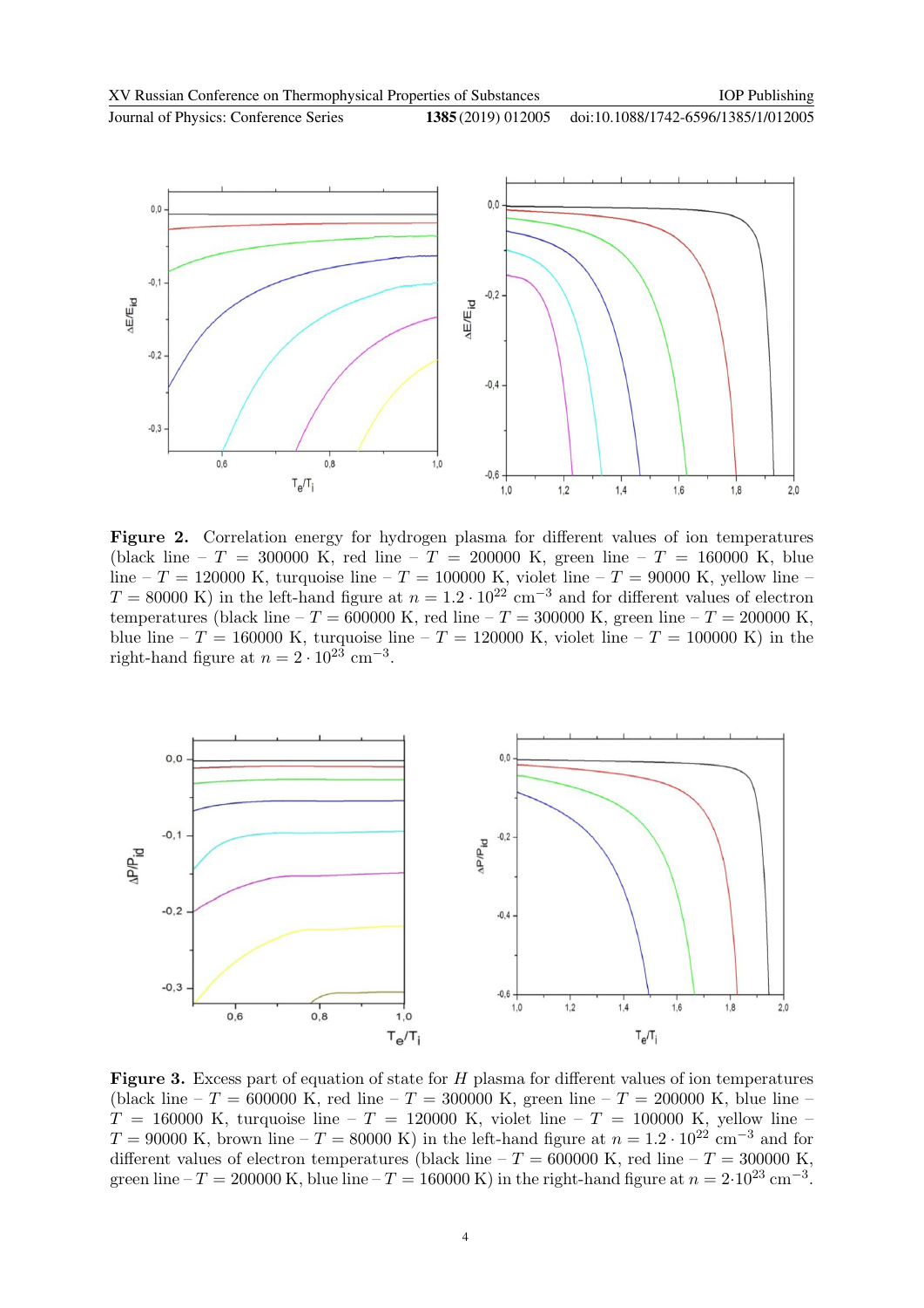0,0
-0,1
-0,2
-0,3
$\Delta E/E_{id}$
0,6
0,8
1,0
$T_e/T_i$

0,0
-0,2
-0,4
-0,6
$\Delta E/E_{id}$
1,0
1,2
1,4
1,6
1,8
2,0

**Figure 2.** Correlation energy for hydrogen plasma for different values of ion temperatures (black line – $T = 300000$ K, red line – $T = 200000$ K, green line – $T = 160000$ K, blue line – $T = 120000$ K, turquoise line – $T = 100000$ K, violet line – $T = 90000$ K, yellow line – $T = 80000$ K) in the left-hand figure at $n = 1.2 \cdot 10^{22}$ cm$^{-3}$ and for different values of electron temperatures (black line – $T = 600000$ K, red line – $T = 300000$ K, green line – $T = 200000$ K, blue line – $T = 160000$ K, turquoise line – $T = 120000$ K, violet line – $T = 100000$ K) in the right-hand figure at $n = 2 \cdot 10^{23}$ cm$^{-3}$.

0,0
-0,1
-0,2
-0,3
$\Delta P/P_{id}$
0,6
0,8
1,0
$T_e/T_i$

0,0
-0,2
-0,4
-0,6
$\Delta P/P_{id}$
1,0
1,2
1,4
1,6
1,8
2,0
$T_e/T_i$

**Figure 3.** Excess part of equation of state for $H$ plasma for different values of ion temperatures (black line – $T = 600000$ K, red line – $T = 300000$ K, green line – $T = 200000$ K, blue line – $T = 160000$ K, turquoise line – $T = 120000$ K, violet line – $T = 100000$ K, yellow line – $T = 90000$ K, brown line – $T = 80000$ K) in the left-hand figure at $n = 1.2 \cdot 10^{22}$ cm$^{-3}$ and for different values of electron temperatures (black line – $T = 600000$ K, red line – $T = 300000$ K, green line – $T = 200000$ K, blue line – $T = 160000$ K) in the right-hand figure at $n = 2 \cdot 10^{23}$ cm$^{-3}$.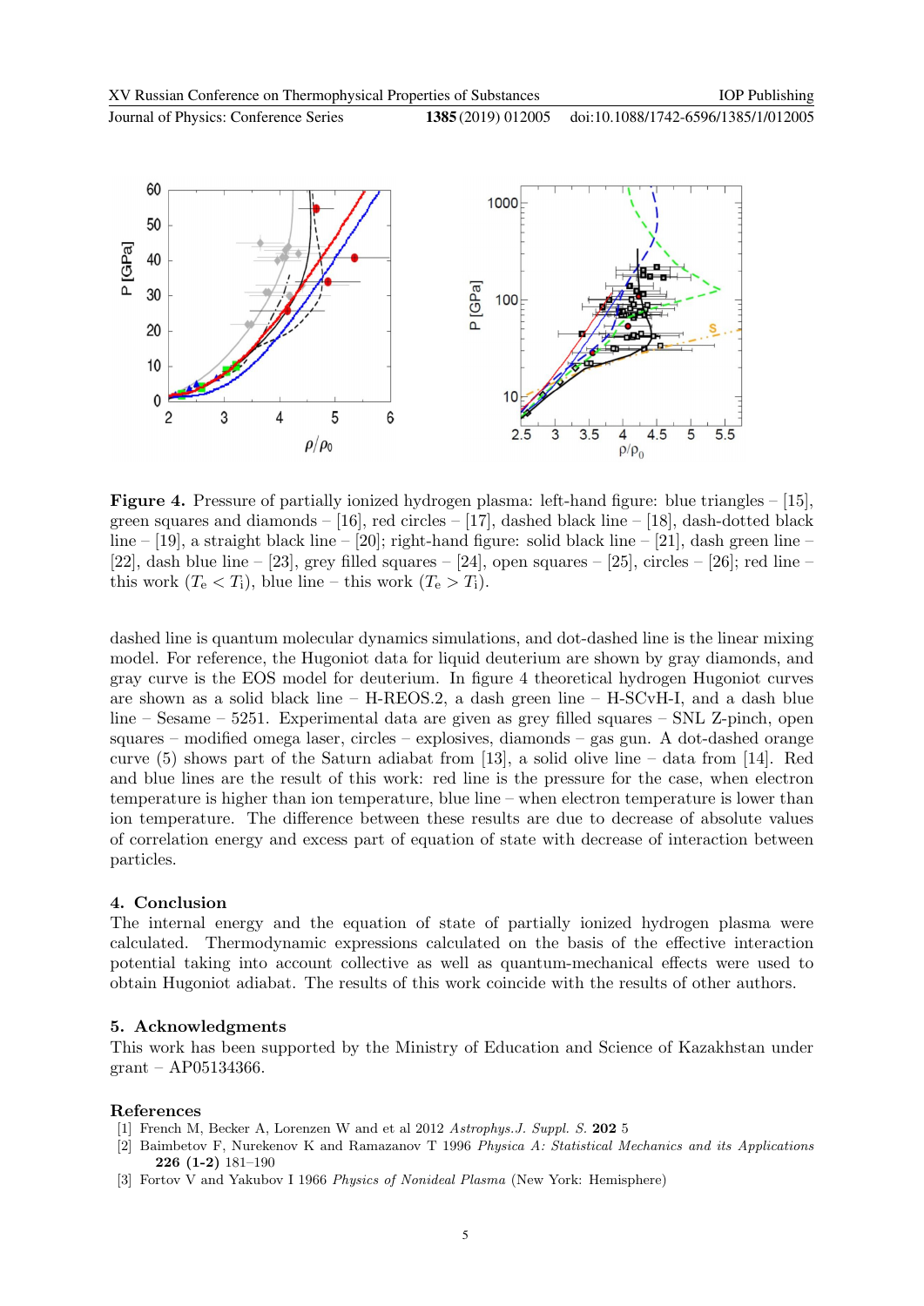P [GPa]

60
50
40
30
20
10
0

2 3 4 5 6

$\rho/\rho_0$

P [GPa]

1000
100
10

2.5 3 3.5 4 4.5 5 5.5

$\rho/\rho_0$

5

**Figure 4.** Pressure of partially ionized hydrogen plasma: left-hand figure: blue triangles – [15], green squares and diamonds – [16], red circles – [17], dashed black line – [18], dash-dotted black line – [19], a straight black line – [20]; right-hand figure: solid black line – [21], dash green line – [22], dash blue line – [23], grey filled squares – [24], open squares – [25], circles – [26]; red line – this work ($T_e < T_i$), blue line – this work ($T_e > T_i$).

dashed line is quantum molecular dynamics simulations, and dot-dashed line is the linear mixing model. For reference, the Hugoniot data for liquid deuterium are shown by gray diamonds, and gray curve is the EOS model for deuterium. In figure 4 theoretical hydrogen Hugoniot curves are shown as a solid black line – H-REOS.2, a dash green line – H-SCvH-I, and a dash blue line – Sesame – 5251. Experimental data are given as grey filled squares – SNL Z-pinch, open squares – modified omega laser, circles – explosives, diamonds – gas gun. A dot-dashed orange curve (5) shows part of the Saturn adiabat from [13], a solid olive line – data from [14]. Red and blue lines are the result of this work: red line is the pressure for the case, when electron temperature is higher than ion temperature, blue line – when electron temperature is lower than ion temperature. The difference between these results are due to decrease of absolute values of correlation energy and excess part of equation of state with decrease of interaction between particles.

## 4. Conclusion

The internal energy and the equation of state of partially ionized hydrogen plasma were calculated. Thermodynamic expressions calculated on the basis of the effective interaction potential taking into account collective as well as quantum-mechanical effects were used to obtain Hugoniot adiabat. The results of this work coincide with the results of other authors.

## 5. Acknowledgments

This work has been supported by the Ministry of Education and Science of Kazakhstan under grant – AP05134366.

## References

[1] French M, Becker A, Lorenzen W and et al 2012 *Astrophys.J. Suppl. S.* **202** 5

[2] Baimbetov F, Nurekenov K and Ramazanov T 1996 *Physica A: Statistical Mechanics and its Applications* **226 (1-2)** 181–190

[3] Fortov V and Yakubov I 1966 *Physics of Nonideal Plasma* (New York: Hemisphere)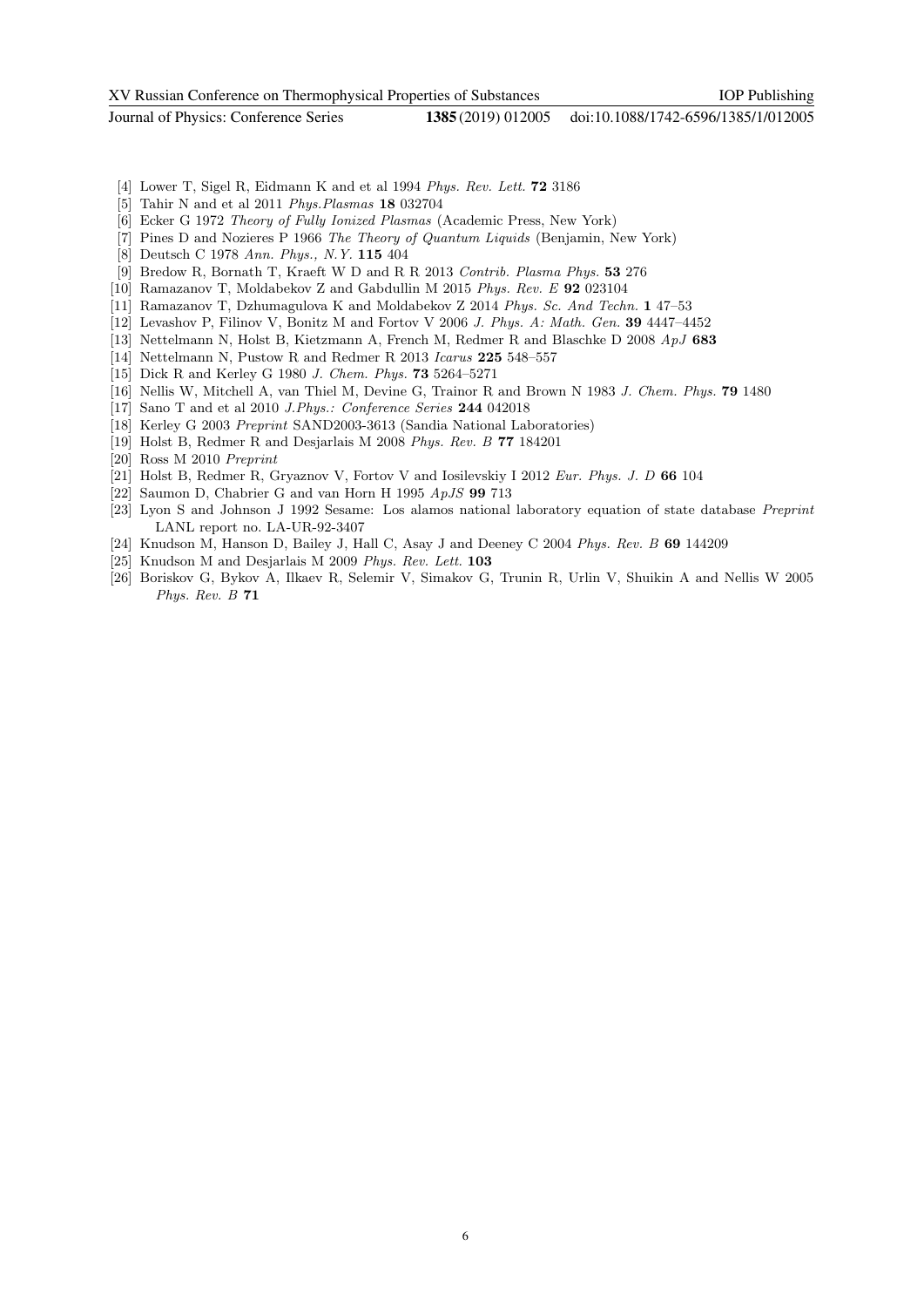[4] Lower T, Sigel R, Eidmann K and et al 1994 *Phys. Rev. Lett.* **72** 3186

[5] Tahir N and et al 2011 *Phys.Plasmas* **18** 032704

[6] Ecker G 1972 *Theory of Fully Ionized Plasmas* (Academic Press, New York)

[7] Pines D and Nozieres P 1966 *The Theory of Quantum Liquids* (Benjamin, New York)

[8] Deutsch C 1978 *Ann. Phys., N.Y.* **115** 404

[9] Bredow R, Bornath T, Kraeft W D and R R 2013 *Contrib. Plasma Phys.* **53** 276

[10] Ramazanov T, Moldabekov Z and Gabdullin M 2015 *Phys. Rev. E* **92** 023104

[11] Ramazanov T, Dzhumagulova K and Moldabekov Z 2014 *Phys. Sc. And Techn.* **1** 47–53

[12] Levashov P, Filinov V, Bonitz M and Fortov V 2006 *J. Phys. A: Math. Gen.* **39** 4447–4452

[13] Nettelmann N, Holst B, Kietzmann A, French M, Redmer R and Blaschke D 2008 *ApJ* **683**

[14] Nettelmann N, Pustow R and Redmer R 2013 *Icarus* **225** 548–557

[15] Dick R and Kerley G 1980 *J. Chem. Phys.* **73** 5264–5271

[16] Nellis W, Mitchell A, van Thiel M, Devine G, Trainor R and Brown N 1983 *J. Chem. Phys.* **79** 1480

[17] Sano T and et al 2010 *J.Phys.: Conference Series* **244** 042018

[18] Kerley G 2003 *Preprint* SAND2003-3613 (Sandia National Laboratories)

[19] Holst B, Redmer R and Desjarlais M 2008 *Phys. Rev. B* **77** 184201

[20] Ross M 2010 *Preprint*

[21] Holst B, Redmer R, Gryaznov V, Fortov V and Iosilevskiy I 2012 *Eur. Phys. J. D* **66** 104

[22] Saumon D, Chabrier G and van Horn H 1995 *ApJS* **99** 713

[23] Lyon S and Johnson J 1992 Sesame: Los alamos national laboratory equation of state database *Preprint* LANL report no. LA-UR-92-3407

[24] Knudson M, Hanson D, Bailey J, Hall C, Asay J and Deeney C 2004 *Phys. Rev. B* **69** 144209

[25] Knudson M and Desjarlais M 2009 *Phys. Rev. Lett.* **103**

[26] Boriskov G, Bykov A, Ilkaev R, Selemir V, Simakov G, Trunin R, Urlin V, Shuikin A and Nellis W 2005 *Phys. Rev. B* **71**